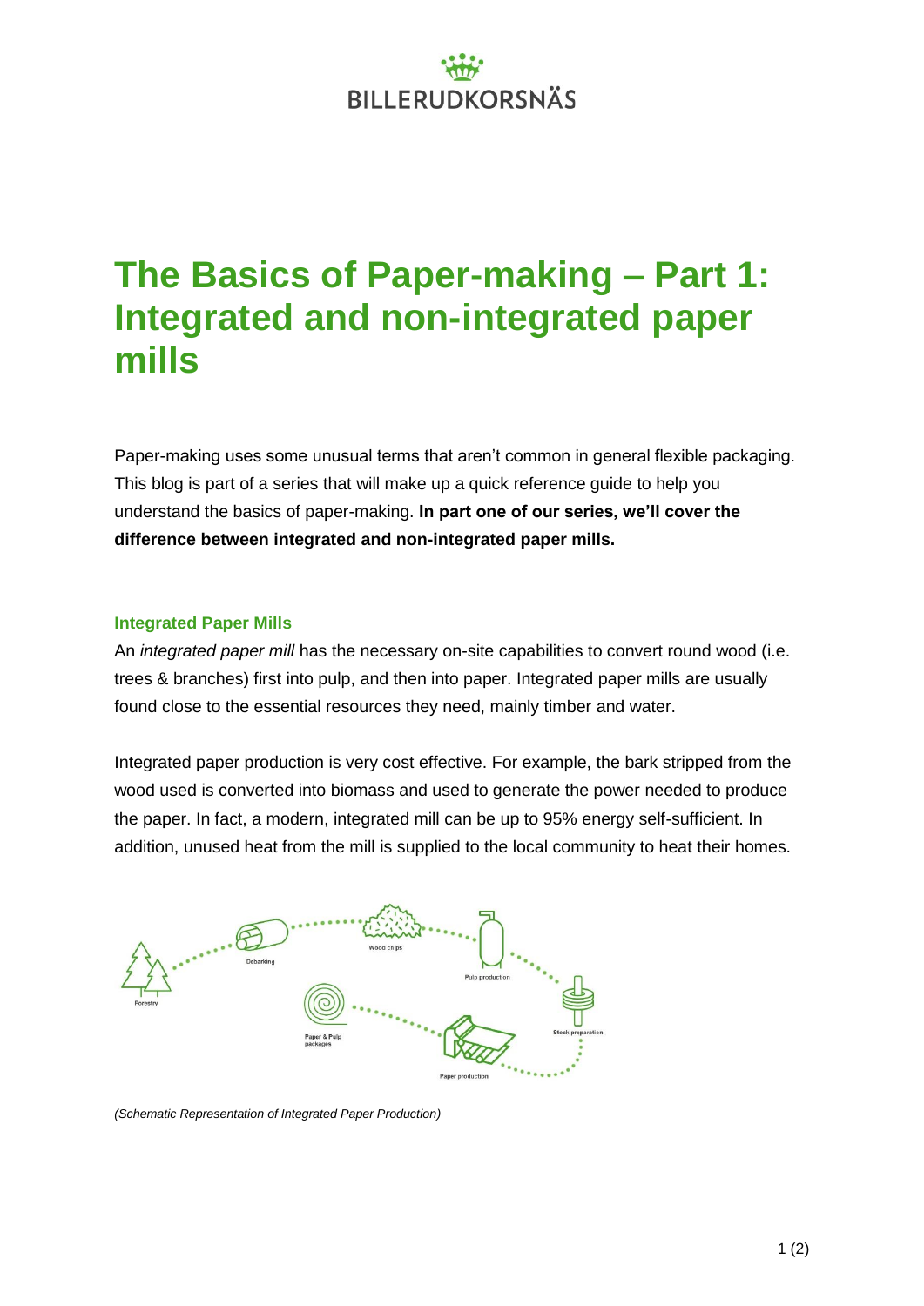# The Basics of Paper-making – Part 1: Integrated and non-integrated paper mills

Paper-making uses some unusual terms that aren't common in general flexible packaging. This blog is part of a series that will make up a quick reference guide to help you understand the basics of paper-making. **In part one of our series, we'll cover the difference between integrated and non-integrated paper mills.**

## Integrated Paper Mills

An *integrated paper mill* has the necessary on-site capabilities to convert round wood (i.e. trees & branches) first into pulp, and then into paper. Integrated paper mills are usually found close to the essential resources they need, mainly timber and water.

Integrated paper production is very cost effective. For example, the bark stripped from the wood used is converted into biomass and used to generate the power needed to produce the paper. In fact, a modern, integrated mill can be up to 95% energy self-sufficient. In addition, unused heat from the mill is supplied to the local community to heat their homes.

*(Schematic Representation of Integrated Paper Production)*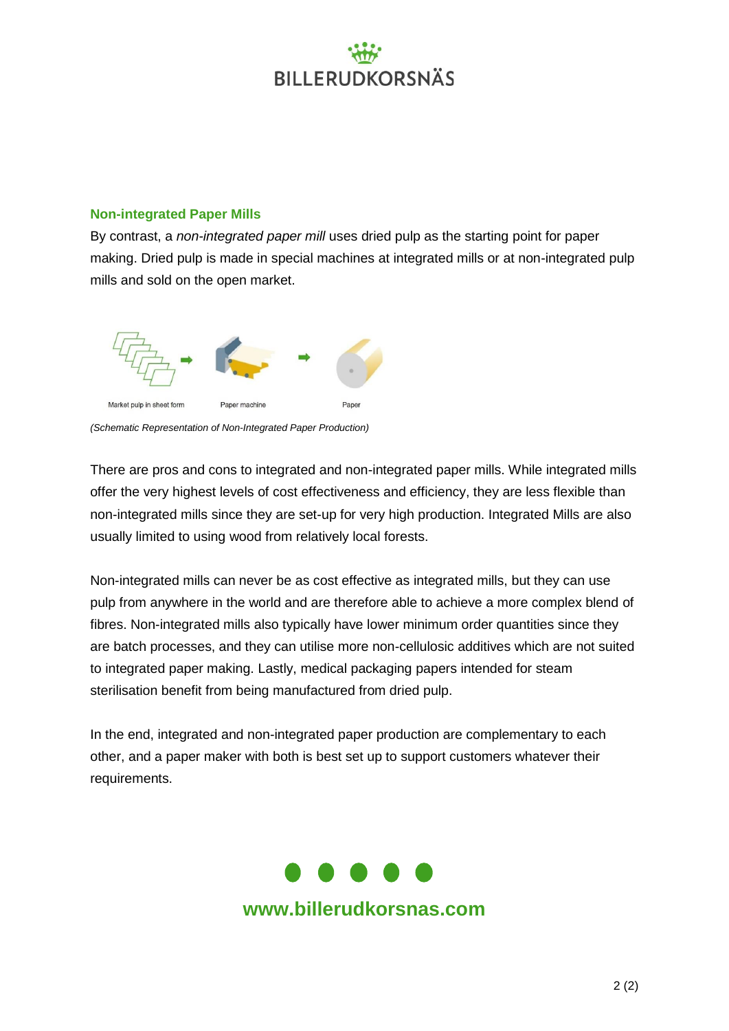## Non-integrated Paper Mills

By contrast, a *non-integrated paper mill* uses dried pulp as the starting point for paper making. Dried pulp is made in special machines at integrated mills or at non-integrated pulp mills and sold on the open market.

Market pulp in sheet form

Paper machine

Paper

*(Schematic Representation of Non-Integrated Paper Production)*

There are pros and cons to integrated and non-integrated paper mills. While integrated mills offer the very highest levels of cost effectiveness and efficiency, they are less flexible than non-integrated mills since they are set-up for very high production. Integrated Mills are also usually limited to using wood from relatively local forests.

Non-integrated mills can never be as cost effective as integrated mills, but they can use pulp from anywhere in the world and are therefore able to achieve a more complex blend of fibres. Non-integrated mills also typically have lower minimum order quantities since they are batch processes, and they can utilise more non-cellulosic additives which are not suited to integrated paper making. Lastly, medical packaging papers intended for steam sterilisation benefit from being manufactured from dried pulp.

In the end, integrated and non-integrated paper production are complementary to each other, and a paper maker with both is best set up to support customers whatever their requirements.

**www.billerudkorsnas.com**